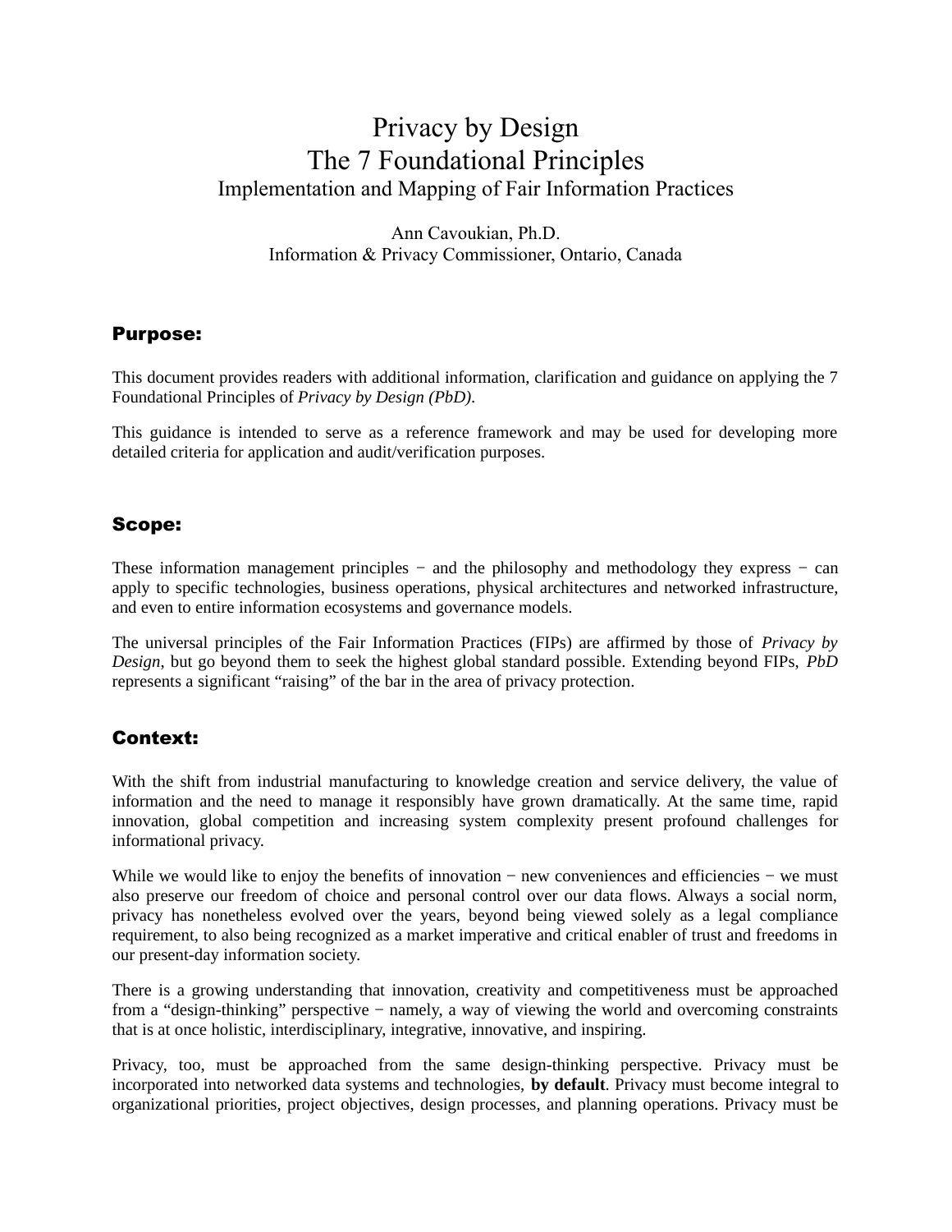# Privacy by Design
# The 7 Foundational Principles
## Implementation and Mapping of Fair Information Practices

Ann Cavoukian, Ph.D.
Information & Privacy Commissioner, Ontario, Canada

## Purpose:

This document provides readers with additional information, clarification and guidance on applying the 7 Foundational Principles of *Privacy by Design (PbD).*

This guidance is intended to serve as a reference framework and may be used for developing more detailed criteria for application and audit/verification purposes.

## Scope:

These information management principles − and the philosophy and methodology they express − can apply to specific technologies, business operations, physical architectures and networked infrastructure, and even to entire information ecosystems and governance models.

The universal principles of the Fair Information Practices (FIPs) are affirmed by those of *Privacy by Design*, but go beyond them to seek the highest global standard possible. Extending beyond FIPs, *PbD* represents a significant "raising" of the bar in the area of privacy protection.

## Context:

With the shift from industrial manufacturing to knowledge creation and service delivery, the value of information and the need to manage it responsibly have grown dramatically. At the same time, rapid innovation, global competition and increasing system complexity present profound challenges for informational privacy.

While we would like to enjoy the benefits of innovation − new conveniences and efficiencies − we must also preserve our freedom of choice and personal control over our data flows. Always a social norm, privacy has nonetheless evolved over the years, beyond being viewed solely as a legal compliance requirement, to also being recognized as a market imperative and critical enabler of trust and freedoms in our present-day information society.

There is a growing understanding that innovation, creativity and competitiveness must be approached from a "design-thinking" perspective − namely, a way of viewing the world and overcoming constraints that is at once holistic, interdisciplinary, integrative, innovative, and inspiring.

Privacy, too, must be approached from the same design-thinking perspective. Privacy must be incorporated into networked data systems and technologies, **by default**. Privacy must become integral to organizational priorities, project objectives, design processes, and planning operations. Privacy must be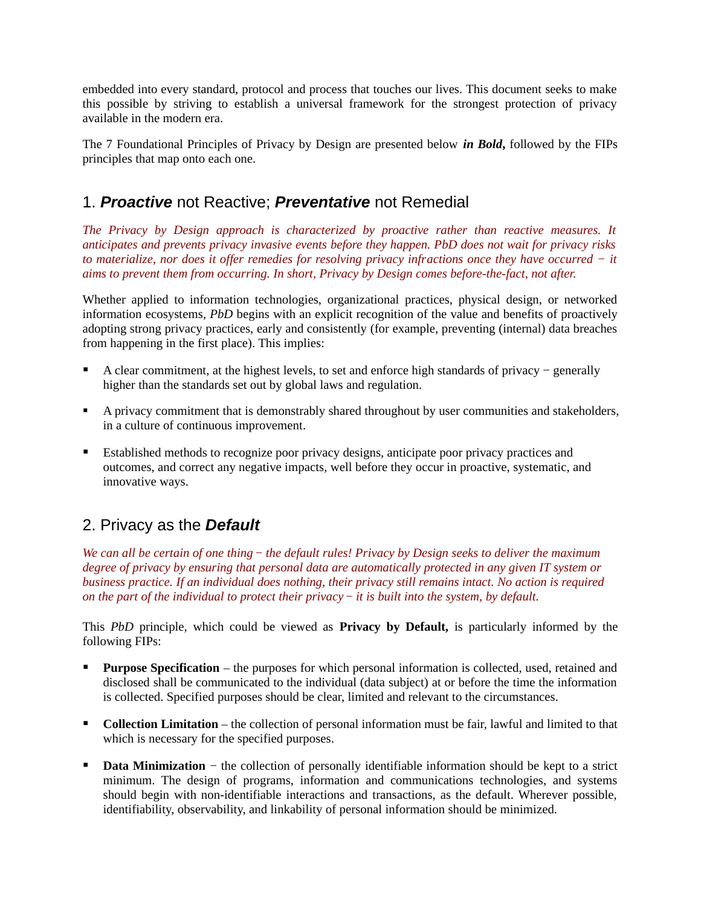embedded into every standard, protocol and process that touches our lives. This document seeks to make this possible by striving to establish a universal framework for the strongest protection of privacy available in the modern era.

The 7 Foundational Principles of Privacy by Design are presented below ***in Bold,*** followed by the FIPs principles that map onto each one.

## 1. ***Proactive*** not Reactive; ***Preventative*** not Remedial

*The Privacy by Design approach is characterized by proactive rather than reactive measures. It anticipates and prevents privacy invasive events before they happen. PbD does not wait for privacy risks to materialize, nor does it offer remedies for resolving privacy infractions once they have occurred − it aims to prevent them from occurring. In short, Privacy by Design comes before-the-fact, not after.*

Whether applied to information technologies, organizational practices, physical design, or networked information ecosystems, *PbD* begins with an explicit recognition of the value and benefits of proactively adopting strong privacy practices, early and consistently (for example, preventing (internal) data breaches from happening in the first place). This implies:

- A clear commitment, at the highest levels, to set and enforce high standards of privacy − generally higher than the standards set out by global laws and regulation.
- A privacy commitment that is demonstrably shared throughout by user communities and stakeholders, in a culture of continuous improvement.
- Established methods to recognize poor privacy designs, anticipate poor privacy practices and outcomes, and correct any negative impacts, well before they occur in proactive, systematic, and innovative ways.

## 2. Privacy as the ***Default***

*We can all be certain of one thing − the default rules! Privacy by Design seeks to deliver the maximum degree of privacy by ensuring that personal data are automatically protected in any given IT system or business practice. If an individual does nothing, their privacy still remains intact. No action is required on the part of the individual to protect their privacy − it is built into the system, by default.*

This *PbD* principle, which could be viewed as **Privacy by Default,** is particularly informed by the following FIPs:

- **Purpose Specification** – the purposes for which personal information is collected, used, retained and disclosed shall be communicated to the individual (data subject) at or before the time the information is collected. Specified purposes should be clear, limited and relevant to the circumstances.
- **Collection Limitation** – the collection of personal information must be fair, lawful and limited to that which is necessary for the specified purposes.
- **Data Minimization** − the collection of personally identifiable information should be kept to a strict minimum. The design of programs, information and communications technologies, and systems should begin with non-identifiable interactions and transactions, as the default. Wherever possible, identifiability, observability, and linkability of personal information should be minimized.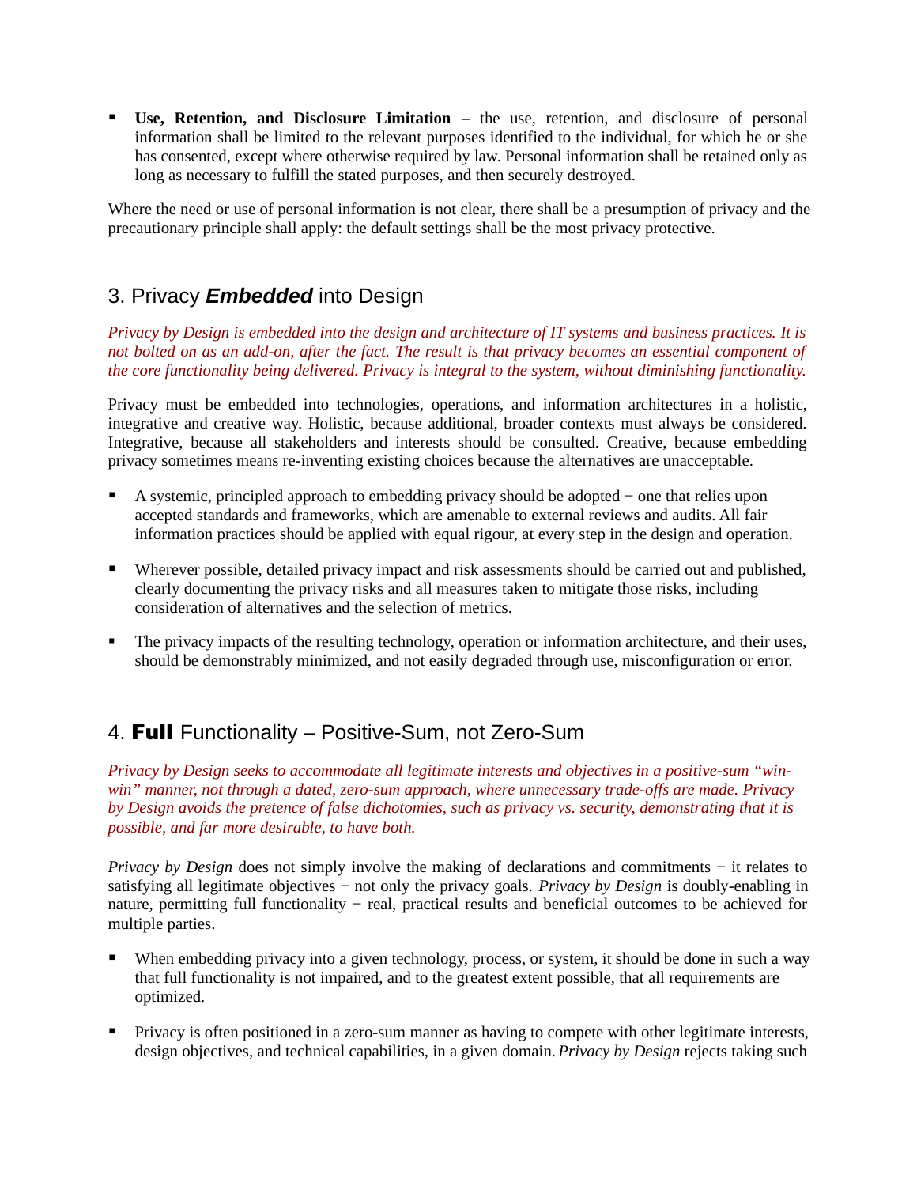- **Use, Retention, and Disclosure Limitation** – the use, retention, and disclosure of personal information shall be limited to the relevant purposes identified to the individual, for which he or she has consented, except where otherwise required by law. Personal information shall be retained only as long as necessary to fulfill the stated purposes, and then securely destroyed.

Where the need or use of personal information is not clear, there shall be a presumption of privacy and the precautionary principle shall apply: the default settings shall be the most privacy protective.

## 3. Privacy ***Embedded*** into Design

*Privacy by Design is embedded into the design and architecture of IT systems and business practices. It is not bolted on as an add-on, after the fact. The result is that privacy becomes an essential component of the core functionality being delivered. Privacy is integral to the system, without diminishing functionality.*

Privacy must be embedded into technologies, operations, and information architectures in a holistic, integrative and creative way. Holistic, because additional, broader contexts must always be considered. Integrative, because all stakeholders and interests should be consulted. Creative, because embedding privacy sometimes means re-inventing existing choices because the alternatives are unacceptable.

- A systemic, principled approach to embedding privacy should be adopted − one that relies upon accepted standards and frameworks, which are amenable to external reviews and audits. All fair information practices should be applied with equal rigour, at every step in the design and operation.

- Wherever possible, detailed privacy impact and risk assessments should be carried out and published, clearly documenting the privacy risks and all measures taken to mitigate those risks, including consideration of alternatives and the selection of metrics.

- The privacy impacts of the resulting technology, operation or information architecture, and their uses, should be demonstrably minimized, and not easily degraded through use, misconfiguration or error.

## 4. **Full** Functionality – Positive-Sum, not Zero-Sum

*Privacy by Design seeks to accommodate all legitimate interests and objectives in a positive-sum "win-win" manner, not through a dated, zero-sum approach, where unnecessary trade-offs are made. Privacy by Design avoids the pretence of false dichotomies, such as privacy vs. security, demonstrating that it is possible, and far more desirable, to have both.*

*Privacy by Design* does not simply involve the making of declarations and commitments − it relates to satisfying all legitimate objectives − not only the privacy goals. *Privacy by Design* is doubly-enabling in nature, permitting full functionality − real, practical results and beneficial outcomes to be achieved for multiple parties.

- When embedding privacy into a given technology, process, or system, it should be done in such a way that full functionality is not impaired, and to the greatest extent possible, that all requirements are optimized.

- Privacy is often positioned in a zero-sum manner as having to compete with other legitimate interests, design objectives, and technical capabilities, in a given domain. *Privacy by Design* rejects taking such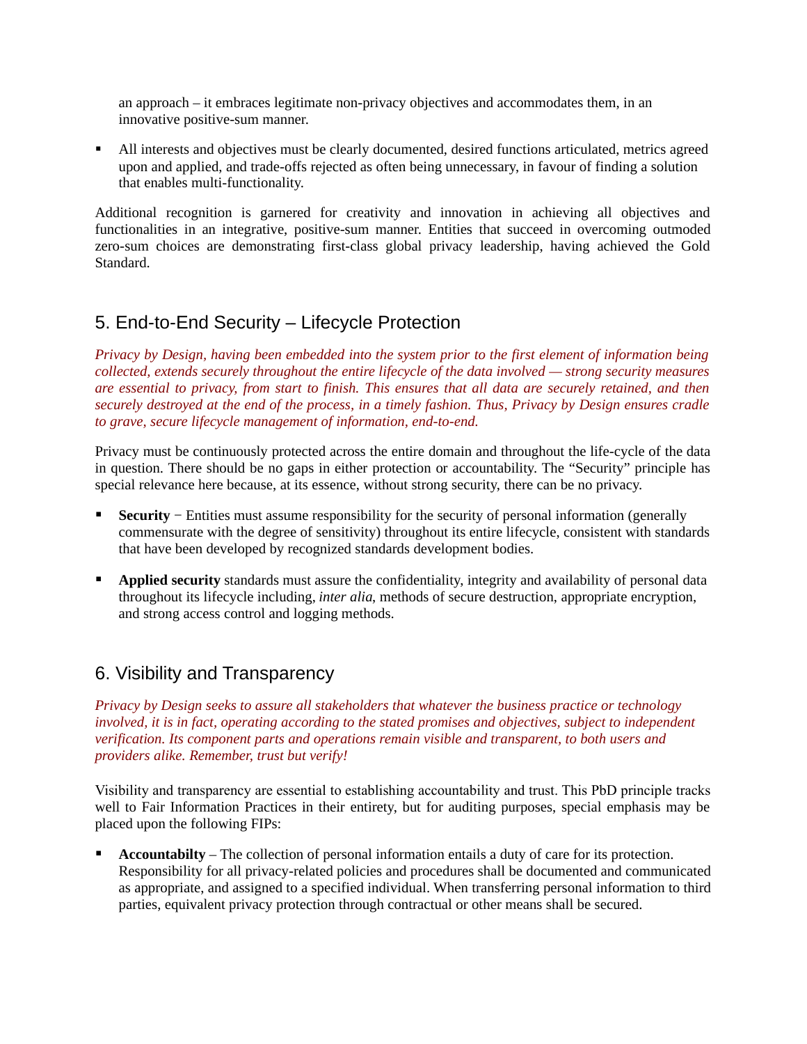an approach – it embraces legitimate non-privacy objectives and accommodates them, in an innovative positive-sum manner.

- All interests and objectives must be clearly documented, desired functions articulated, metrics agreed upon and applied, and trade-offs rejected as often being unnecessary, in favour of finding a solution that enables multi-functionality.

Additional recognition is garnered for creativity and innovation in achieving all objectives and functionalities in an integrative, positive-sum manner. Entities that succeed in overcoming outmoded zero-sum choices are demonstrating first-class global privacy leadership, having achieved the Gold Standard.

## 5. End-to-End Security – Lifecycle Protection

*Privacy by Design, having been embedded into the system prior to the first element of information being collected, extends securely throughout the entire lifecycle of the data involved — strong security measures are essential to privacy, from start to finish. This ensures that all data are securely retained, and then securely destroyed at the end of the process, in a timely fashion. Thus, Privacy by Design ensures cradle to grave, secure lifecycle management of information, end-to-end.*

Privacy must be continuously protected across the entire domain and throughout the life-cycle of the data in question. There should be no gaps in either protection or accountability. The "Security" principle has special relevance here because, at its essence, without strong security, there can be no privacy.

- **Security** − Entities must assume responsibility for the security of personal information (generally commensurate with the degree of sensitivity) throughout its entire lifecycle, consistent with standards that have been developed by recognized standards development bodies.

- **Applied security** standards must assure the confidentiality, integrity and availability of personal data throughout its lifecycle including, *inter alia*, methods of secure destruction, appropriate encryption, and strong access control and logging methods.

## 6. Visibility and Transparency

*Privacy by Design seeks to assure all stakeholders that whatever the business practice or technology involved, it is in fact, operating according to the stated promises and objectives, subject to independent verification. Its component parts and operations remain visible and transparent, to both users and providers alike. Remember, trust but verify!*

Visibility and transparency are essential to establishing accountability and trust. This PbD principle tracks well to Fair Information Practices in their entirety, but for auditing purposes, special emphasis may be placed upon the following FIPs:

- **Accountabilty** – The collection of personal information entails a duty of care for its protection. Responsibility for all privacy-related policies and procedures shall be documented and communicated as appropriate, and assigned to a specified individual. When transferring personal information to third parties, equivalent privacy protection through contractual or other means shall be secured.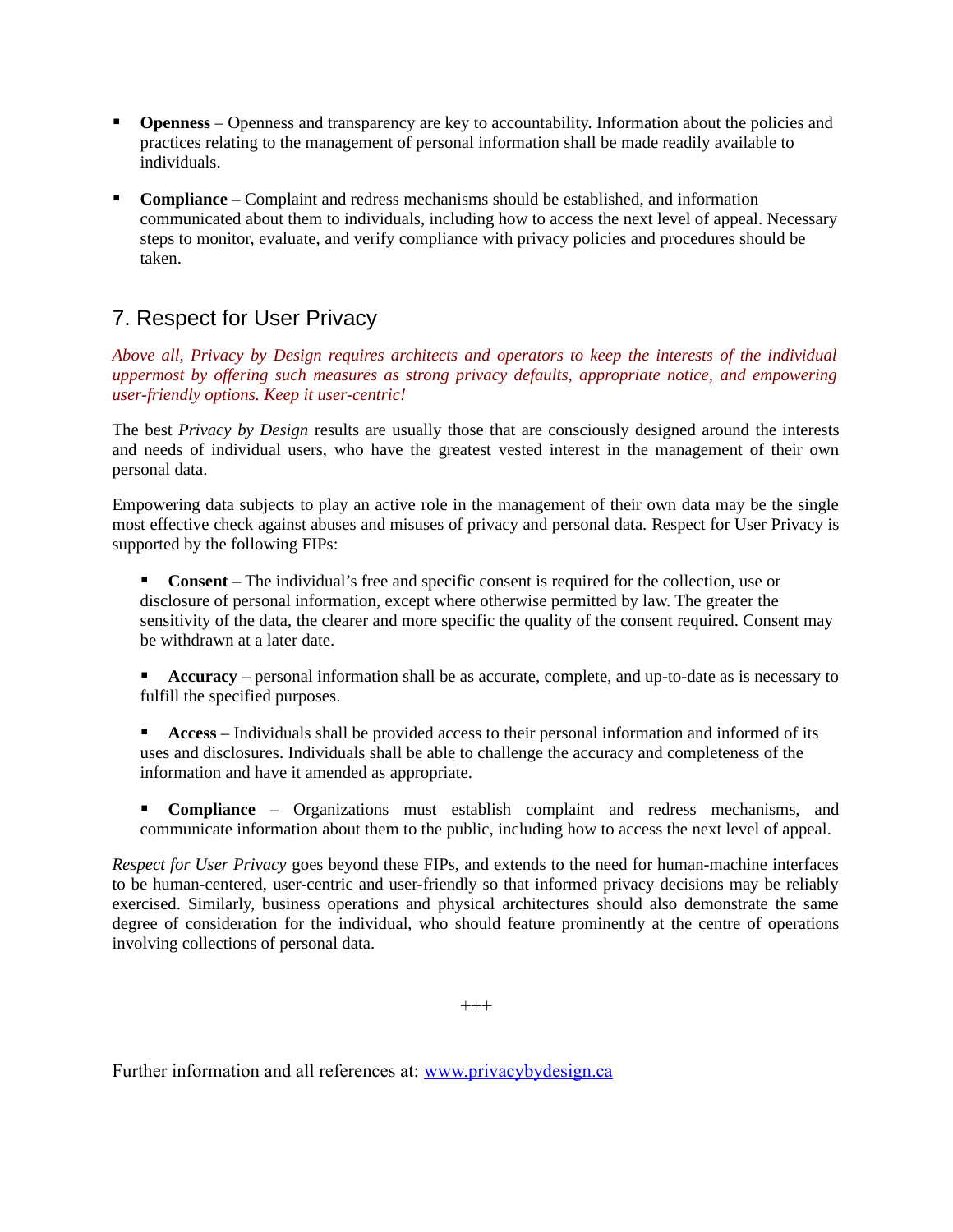- **Openness** – Openness and transparency are key to accountability. Information about the policies and practices relating to the management of personal information shall be made readily available to individuals.

- **Compliance** – Complaint and redress mechanisms should be established, and information communicated about them to individuals, including how to access the next level of appeal. Necessary steps to monitor, evaluate, and verify compliance with privacy policies and procedures should be taken.

## 7. Respect for User Privacy

*Above all, Privacy by Design requires architects and operators to keep the interests of the individual uppermost by offering such measures as strong privacy defaults, appropriate notice, and empowering user-friendly options. Keep it user-centric!*

The best *Privacy by Design* results are usually those that are consciously designed around the interests and needs of individual users, who have the greatest vested interest in the management of their own personal data.

Empowering data subjects to play an active role in the management of their own data may be the single most effective check against abuses and misuses of privacy and personal data. Respect for User Privacy is supported by the following FIPs:

- **Consent** – The individual's free and specific consent is required for the collection, use or disclosure of personal information, except where otherwise permitted by law. The greater the sensitivity of the data, the clearer and more specific the quality of the consent required. Consent may be withdrawn at a later date.

- **Accuracy** – personal information shall be as accurate, complete, and up-to-date as is necessary to fulfill the specified purposes.

- **Access** – Individuals shall be provided access to their personal information and informed of its uses and disclosures. Individuals shall be able to challenge the accuracy and completeness of the information and have it amended as appropriate.

- **Compliance** – Organizations must establish complaint and redress mechanisms, and communicate information about them to the public, including how to access the next level of appeal.

*Respect for User Privacy* goes beyond these FIPs, and extends to the need for human-machine interfaces to be human-centered, user-centric and user-friendly so that informed privacy decisions may be reliably exercised. Similarly, business operations and physical architectures should also demonstrate the same degree of consideration for the individual, who should feature prominently at the centre of operations involving collections of personal data.

+++

Further information and all references at: [www.privacybydesign.ca](http://www.privacybydesign.ca)